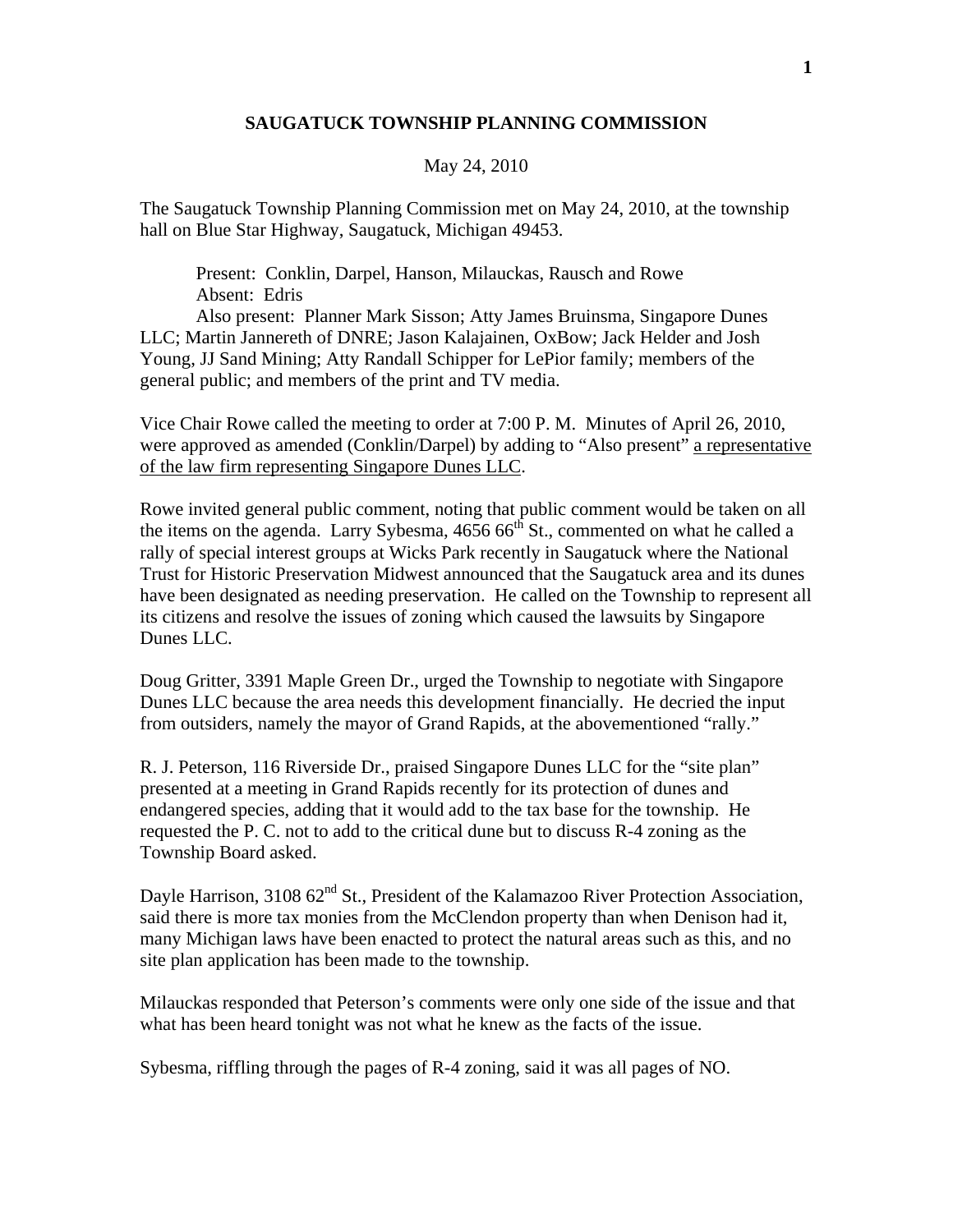## SAUGATUCK TOWNSHIP PLANNING COMMISSION

May 24, 2010

The Saugatuck Township Planning Commission met on May 24, 2010, at the township hall on Blue Star Highway, Saugatuck, Michigan 49453.

Present: Conklin, Darpel, Hanson, Milauckas, Rausch and Rowe
Absent: Edris
Also present: Planner Mark Sisson; Atty James Bruinsma, Singapore Dunes LLC; Martin Jannereth of DNRE; Jason Kalajainen, OxBow; Jack Helder and Josh Young, JJ Sand Mining; Atty Randall Schipper for LePior family; members of the general public; and members of the print and TV media.

Vice Chair Rowe called the meeting to order at 7:00 P. M. Minutes of April 26, 2010, were approved as amended (Conklin/Darpel) by adding to "Also present" <u>a representative of the law firm representing Singapore Dunes LLC</u>.

Rowe invited general public comment, noting that public comment would be taken on all the items on the agenda. Larry Sybesma, 4656 66th St., commented on what he called a rally of special interest groups at Wicks Park recently in Saugatuck where the National Trust for Historic Preservation Midwest announced that the Saugatuck area and its dunes have been designated as needing preservation. He called on the Township to represent all its citizens and resolve the issues of zoning which caused the lawsuits by Singapore Dunes LLC.

Doug Gritter, 3391 Maple Green Dr., urged the Township to negotiate with Singapore Dunes LLC because the area needs this development financially. He decried the input from outsiders, namely the mayor of Grand Rapids, at the abovementioned "rally."

R. J. Peterson, 116 Riverside Dr., praised Singapore Dunes LLC for the "site plan" presented at a meeting in Grand Rapids recently for its protection of dunes and endangered species, adding that it would add to the tax base for the township. He requested the P. C. not to add to the critical dune but to discuss R-4 zoning as the Township Board asked.

Dayle Harrison, 3108 62nd St., President of the Kalamazoo River Protection Association, said there is more tax monies from the McClendon property than when Denison had it, many Michigan laws have been enacted to protect the natural areas such as this, and no site plan application has been made to the township.

Milauckas responded that Peterson's comments were only one side of the issue and that what has been heard tonight was not what he knew as the facts of the issue.

Sybesma, riffling through the pages of R-4 zoning, said it was all pages of NO.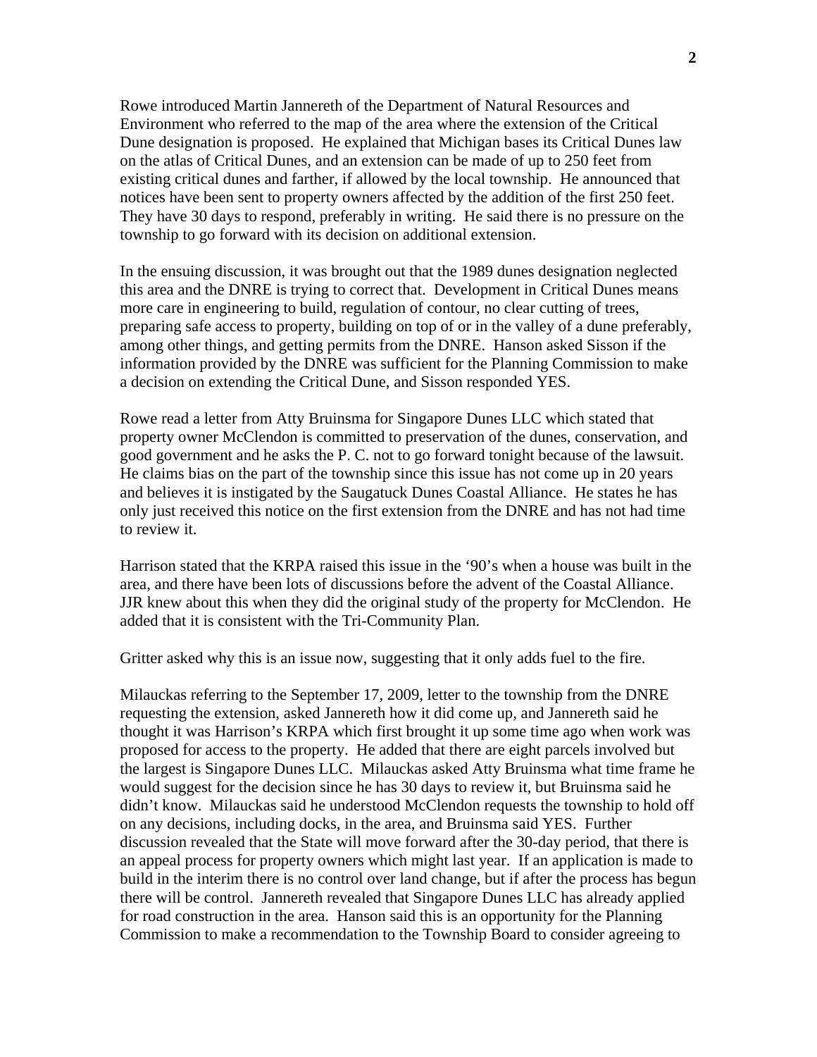Rowe introduced Martin Jannereth of the Department of Natural Resources and Environment who referred to the map of the area where the extension of the Critical Dune designation is proposed. He explained that Michigan bases its Critical Dunes law on the atlas of Critical Dunes, and an extension can be made of up to 250 feet from existing critical dunes and farther, if allowed by the local township. He announced that notices have been sent to property owners affected by the addition of the first 250 feet. They have 30 days to respond, preferably in writing. He said there is no pressure on the township to go forward with its decision on additional extension.

In the ensuing discussion, it was brought out that the 1989 dunes designation neglected this area and the DNRE is trying to correct that. Development in Critical Dunes means more care in engineering to build, regulation of contour, no clear cutting of trees, preparing safe access to property, building on top of or in the valley of a dune preferably, among other things, and getting permits from the DNRE. Hanson asked Sisson if the information provided by the DNRE was sufficient for the Planning Commission to make a decision on extending the Critical Dune, and Sisson responded YES.

Rowe read a letter from Atty Bruinsma for Singapore Dunes LLC which stated that property owner McClendon is committed to preservation of the dunes, conservation, and good government and he asks the P. C. not to go forward tonight because of the lawsuit. He claims bias on the part of the township since this issue has not come up in 20 years and believes it is instigated by the Saugatuck Dunes Coastal Alliance. He states he has only just received this notice on the first extension from the DNRE and has not had time to review it.

Harrison stated that the KRPA raised this issue in the '90's when a house was built in the area, and there have been lots of discussions before the advent of the Coastal Alliance. JJR knew about this when they did the original study of the property for McClendon. He added that it is consistent with the Tri-Community Plan.

Gritter asked why this is an issue now, suggesting that it only adds fuel to the fire.

Milauckas referring to the September 17, 2009, letter to the township from the DNRE requesting the extension, asked Jannereth how it did come up, and Jannereth said he thought it was Harrison's KRPA which first brought it up some time ago when work was proposed for access to the property. He added that there are eight parcels involved but the largest is Singapore Dunes LLC. Milauckas asked Atty Bruinsma what time frame he would suggest for the decision since he has 30 days to review it, but Bruinsma said he didn't know. Milauckas said he understood McClendon requests the township to hold off on any decisions, including docks, in the area, and Bruinsma said YES. Further discussion revealed that the State will move forward after the 30-day period, that there is an appeal process for property owners which might last year. If an application is made to build in the interim there is no control over land change, but if after the process has begun there will be control. Jannereth revealed that Singapore Dunes LLC has already applied for road construction in the area. Hanson said this is an opportunity for the Planning Commission to make a recommendation to the Township Board to consider agreeing to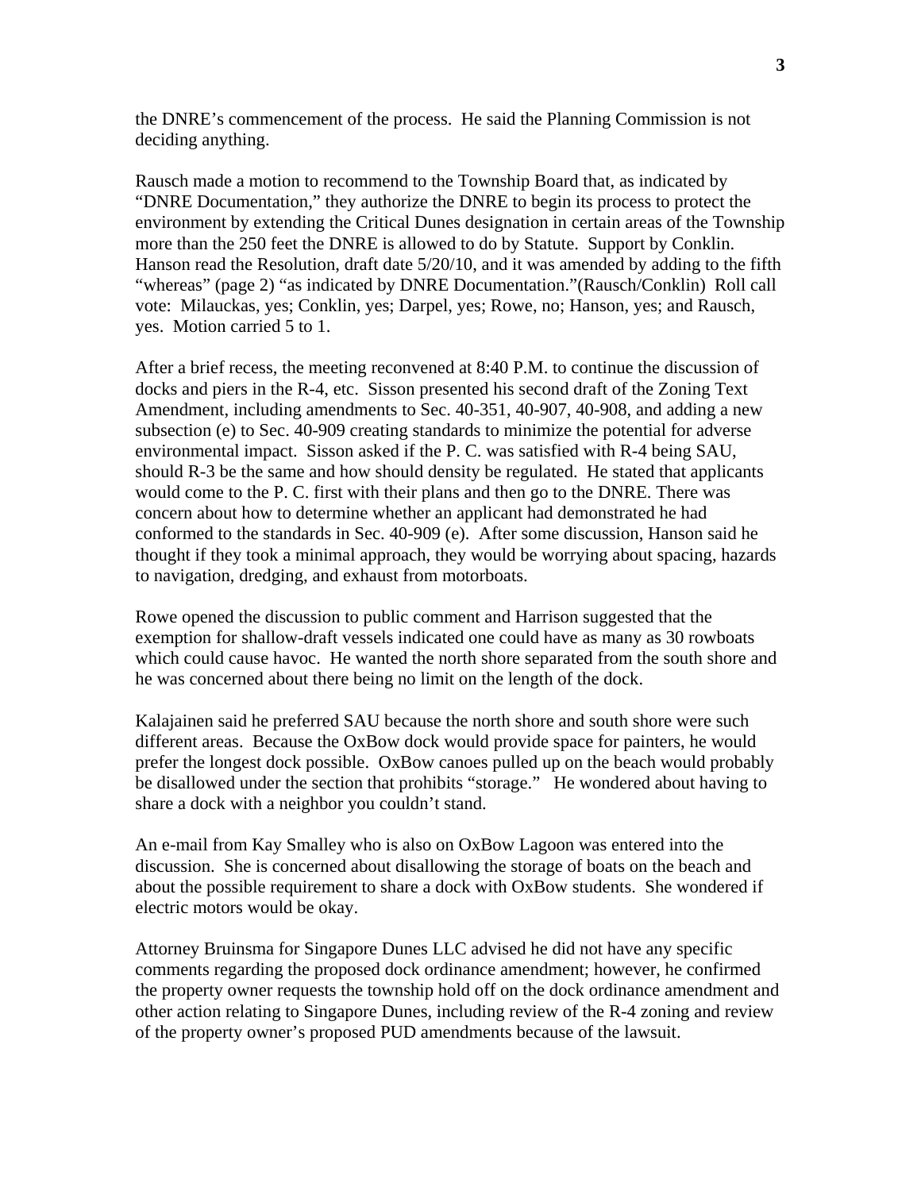the DNRE's commencement of the process. He said the Planning Commission is not deciding anything.

Rausch made a motion to recommend to the Township Board that, as indicated by "DNRE Documentation," they authorize the DNRE to begin its process to protect the environment by extending the Critical Dunes designation in certain areas of the Township more than the 250 feet the DNRE is allowed to do by Statute. Support by Conklin. Hanson read the Resolution, draft date 5/20/10, and it was amended by adding to the fifth "whereas" (page 2) "as indicated by DNRE Documentation."(Rausch/Conklin) Roll call vote: Milauckas, yes; Conklin, yes; Darpel, yes; Rowe, no; Hanson, yes; and Rausch, yes. Motion carried 5 to 1.

After a brief recess, the meeting reconvened at 8:40 P.M. to continue the discussion of docks and piers in the R-4, etc. Sisson presented his second draft of the Zoning Text Amendment, including amendments to Sec. 40-351, 40-907, 40-908, and adding a new subsection (e) to Sec. 40-909 creating standards to minimize the potential for adverse environmental impact. Sisson asked if the P. C. was satisfied with R-4 being SAU, should R-3 be the same and how should density be regulated. He stated that applicants would come to the P. C. first with their plans and then go to the DNRE. There was concern about how to determine whether an applicant had demonstrated he had conformed to the standards in Sec. 40-909 (e). After some discussion, Hanson said he thought if they took a minimal approach, they would be worrying about spacing, hazards to navigation, dredging, and exhaust from motorboats.

Rowe opened the discussion to public comment and Harrison suggested that the exemption for shallow-draft vessels indicated one could have as many as 30 rowboats which could cause havoc. He wanted the north shore separated from the south shore and he was concerned about there being no limit on the length of the dock.

Kalajainen said he preferred SAU because the north shore and south shore were such different areas. Because the OxBow dock would provide space for painters, he would prefer the longest dock possible. OxBow canoes pulled up on the beach would probably be disallowed under the section that prohibits "storage." He wondered about having to share a dock with a neighbor you couldn't stand.

An e-mail from Kay Smalley who is also on OxBow Lagoon was entered into the discussion. She is concerned about disallowing the storage of boats on the beach and about the possible requirement to share a dock with OxBow students. She wondered if electric motors would be okay.

Attorney Bruinsma for Singapore Dunes LLC advised he did not have any specific comments regarding the proposed dock ordinance amendment; however, he confirmed the property owner requests the township hold off on the dock ordinance amendment and other action relating to Singapore Dunes, including review of the R-4 zoning and review of the property owner's proposed PUD amendments because of the lawsuit.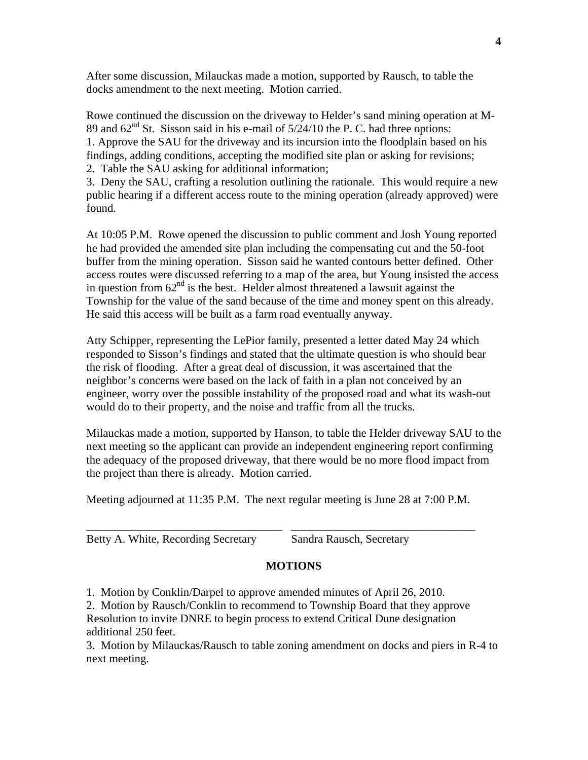After some discussion, Milauckas made a motion, supported by Rausch, to table the docks amendment to the next meeting. Motion carried.

Rowe continued the discussion on the driveway to Helder's sand mining operation at M-89 and 62nd St. Sisson said in his e-mail of 5/24/10 the P. C. had three options:
1. Approve the SAU for the driveway and its incursion into the floodplain based on his findings, adding conditions, accepting the modified site plan or asking for revisions;
2. Table the SAU asking for additional information;
3. Deny the SAU, crafting a resolution outlining the rationale. This would require a new public hearing if a different access route to the mining operation (already approved) were found.

At 10:05 P.M. Rowe opened the discussion to public comment and Josh Young reported he had provided the amended site plan including the compensating cut and the 50-foot buffer from the mining operation. Sisson said he wanted contours better defined. Other access routes were discussed referring to a map of the area, but Young insisted the access in question from 62nd is the best. Helder almost threatened a lawsuit against the Township for the value of the sand because of the time and money spent on this already. He said this access will be built as a farm road eventually anyway.

Atty Schipper, representing the LePior family, presented a letter dated May 24 which responded to Sisson's findings and stated that the ultimate question is who should bear the risk of flooding. After a great deal of discussion, it was ascertained that the neighbor's concerns were based on the lack of faith in a plan not conceived by an engineer, worry over the possible instability of the proposed road and what its wash-out would do to their property, and the noise and traffic from all the trucks.

Milauckas made a motion, supported by Hanson, to table the Helder driveway SAU to the next meeting so the applicant can provide an independent engineering report confirming the adequacy of the proposed driveway, that there would be no more flood impact from the project than there is already. Motion carried.

Meeting adjourned at 11:35 P.M. The next regular meeting is June 28 at 7:00 P.M.

\_\_\_\_\_\_\_\_\_\_\_\_\_\_\_\_\_\_\_\_\_\_\_\_\_\_\_\_\_\_\_\_\_\_ \_\_\_\_\_\_\_\_\_\_\_\_\_\_\_\_\_\_\_\_\_\_\_\_\_\_\_\_\_\_\_\_\_\_

Betty A. White, Recording Secretary          Sandra Rausch, Secretary

## MOTIONS

1. Motion by Conklin/Darpel to approve amended minutes of April 26, 2010.
2. Motion by Rausch/Conklin to recommend to Township Board that they approve Resolution to invite DNRE to begin process to extend Critical Dune designation additional 250 feet.
3. Motion by Milauckas/Rausch to table zoning amendment on docks and piers in R-4 to next meeting.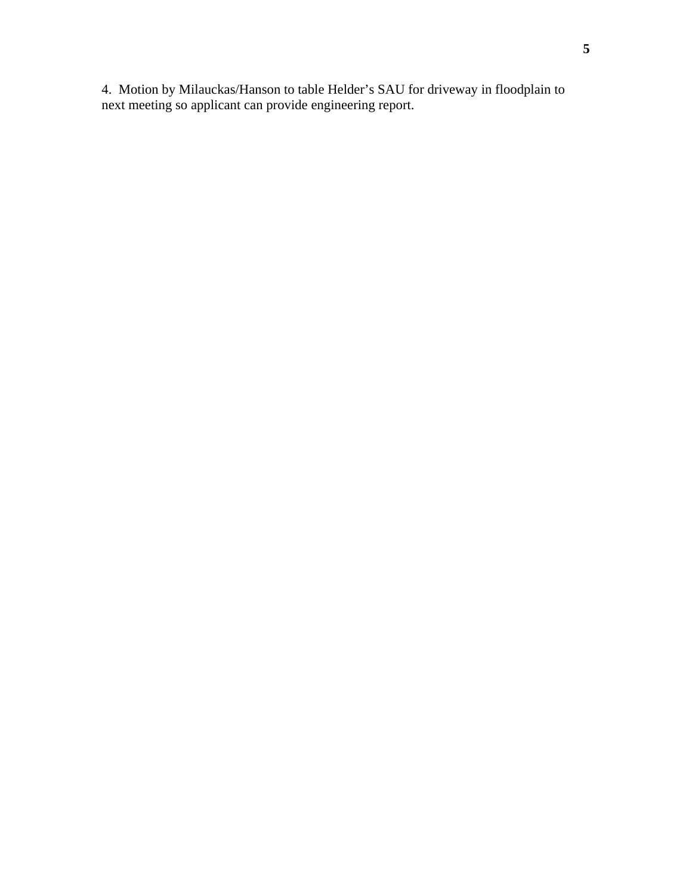4. Motion by Milauckas/Hanson to table Helder's SAU for driveway in floodplain to next meeting so applicant can provide engineering report.